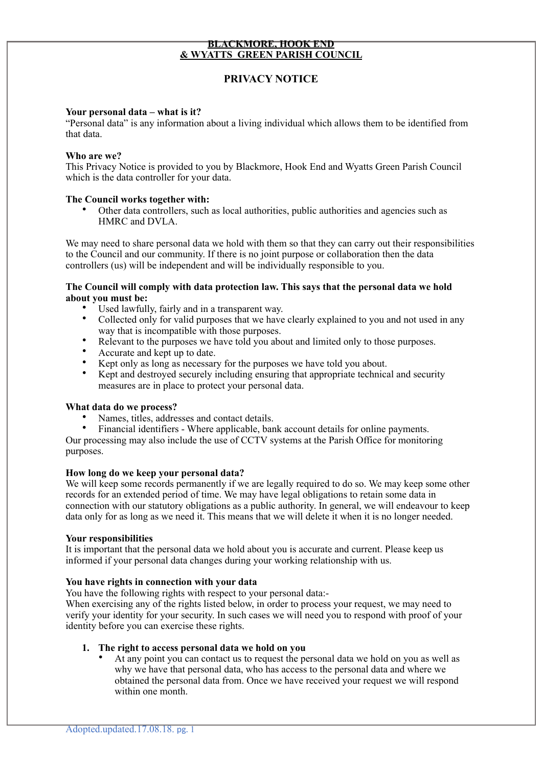# BLACKMORE, HOOK END & WYATTS GREEN PARISH COUNCIL

## PRIVACY NOTICE

**Your personal data – what is it?**
"Personal data" is any information about a living individual which allows them to be identified from that data.

**Who are we?**
This Privacy Notice is provided to you by Blackmore, Hook End and Wyatts Green Parish Council which is the data controller for your data.

**The Council works together with:**

- Other data controllers, such as local authorities, public authorities and agencies such as HMRC and DVLA.

We may need to share personal data we hold with them so that they can carry out their responsibilities to the Council and our community. If there is no joint purpose or collaboration then the data controllers (us) will be independent and will be individually responsible to you.

**The Council will comply with data protection law. This says that the personal data we hold about you must be:**

- Used lawfully, fairly and in a transparent way.
- Collected only for valid purposes that we have clearly explained to you and not used in any way that is incompatible with those purposes.
- Relevant to the purposes we have told you about and limited only to those purposes.
- Accurate and kept up to date.
- Kept only as long as necessary for the purposes we have told you about.
- Kept and destroyed securely including ensuring that appropriate technical and security measures are in place to protect your personal data.

**What data do we process?**

- Names, titles, addresses and contact details.
- Financial identifiers - Where applicable, bank account details for online payments.

Our processing may also include the use of CCTV systems at the Parish Office for monitoring purposes.

**How long do we keep your personal data?**
We will keep some records permanently if we are legally required to do so. We may keep some other records for an extended period of time. We may have legal obligations to retain some data in connection with our statutory obligations as a public authority. In general, we will endeavour to keep data only for as long as we need it. This means that we will delete it when it is no longer needed.

**Your responsibilities**
It is important that the personal data we hold about you is accurate and current. Please keep us informed if your personal data changes during your working relationship with us.

**You have rights in connection with your data**
You have the following rights with respect to your personal data:-
When exercising any of the rights listed below, in order to process your request, we may need to verify your identity for your security. In such cases we will need you to respond with proof of your identity before you can exercise these rights.

1. **The right to access personal data we hold on you**
   - At any point you can contact us to request the personal data we hold on you as well as why we have that personal data, who has access to the personal data and where we obtained the personal data from. Once we have received your request we will respond within one month.

Adopted.updated.17.08.18.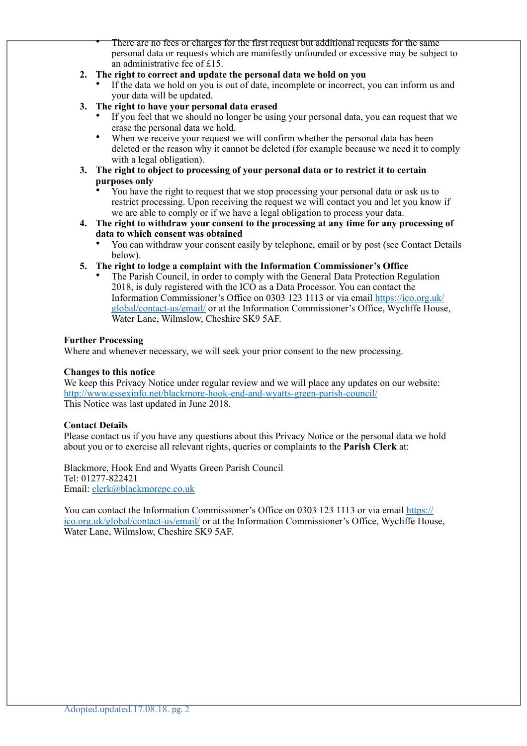- There are no fees or charges for the first request but additional requests for the same personal data or requests which are manifestly unfounded or excessive may be subject to an administrative fee of £15.

2. **The right to correct and update the personal data we hold on you**
   - If the data we hold on you is out of date, incomplete or incorrect, you can inform us and your data will be updated.
3. **The right to have your personal data erased**
   - If you feel that we should no longer be using your personal data, you can request that we erase the personal data we hold.
   - When we receive your request we will confirm whether the personal data has been deleted or the reason why it cannot be deleted (for example because we need it to comply with a legal obligation).
3. **The right to object to processing of your personal data or to restrict it to certain purposes only**
   - You have the right to request that we stop processing your personal data or ask us to restrict processing. Upon receiving the request we will contact you and let you know if we are able to comply or if we have a legal obligation to process your data.
4. **The right to withdraw your consent to the processing at any time for any processing of data to which consent was obtained**
   - You can withdraw your consent easily by telephone, email or by post (see Contact Details below).
5. **The right to lodge a complaint with the Information Commissioner's Office**
   - The Parish Council, in order to comply with the General Data Protection Regulation 2018, is duly registered with the ICO as a Data Processor. You can contact the Information Commissioner's Office on 0303 123 1113 or via email https://ico.org.uk/global/contact-us/email/ or at the Information Commissioner's Office, Wycliffe House, Water Lane, Wilmslow, Cheshire SK9 5AF.

**Further Processing**
Where and whenever necessary, we will seek your prior consent to the new processing.

**Changes to this notice**
We keep this Privacy Notice under regular review and we will place any updates on our website: http://www.essexinfo.net/blackmore-hook-end-and-wyatts-green-parish-council/
This Notice was last updated in June 2018.

**Contact Details**
Please contact us if you have any questions about this Privacy Notice or the personal data we hold about you or to exercise all relevant rights, queries or complaints to the **Parish Clerk** at:

Blackmore, Hook End and Wyatts Green Parish Council
Tel: 01277-822421
Email: clerk@blackmorepc.co.uk

You can contact the Information Commissioner's Office on 0303 123 1113 or via email https://ico.org.uk/global/contact-us/email/ or at the Information Commissioner's Office, Wycliffe House, Water Lane, Wilmslow, Cheshire SK9 5AF.

Adopted.updated.17.08.18.